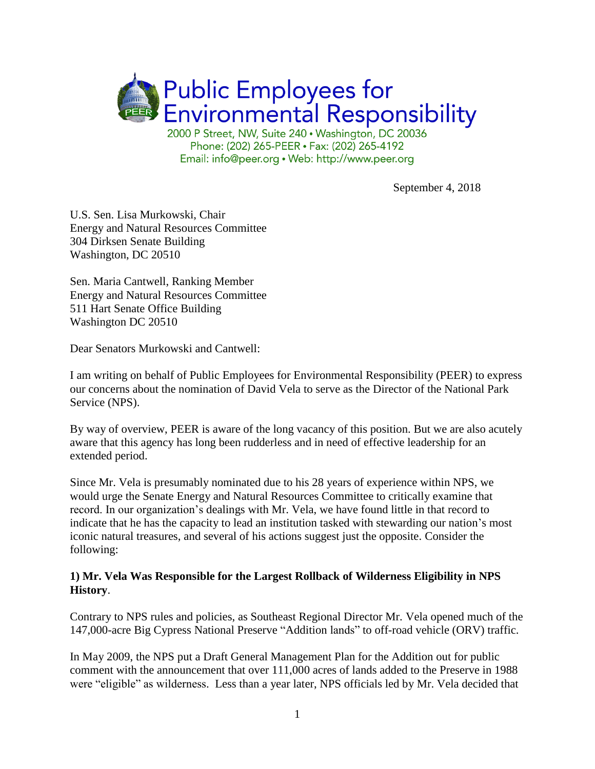# Public Employees for Environmental Responsibility

2000 P Street, NW, Suite 240 • Washington, DC 20036
Phone: (202) 265-PEER • Fax: (202) 265-4192
Email: info@peer.org • Web: http://www.peer.org

September 4, 2018

U.S. Sen. Lisa Murkowski, Chair
Energy and Natural Resources Committee
304 Dirksen Senate Building
Washington, DC 20510

Sen. Maria Cantwell, Ranking Member
Energy and Natural Resources Committee
511 Hart Senate Office Building
Washington DC 20510

Dear Senators Murkowski and Cantwell:

I am writing on behalf of Public Employees for Environmental Responsibility (PEER) to express our concerns about the nomination of David Vela to serve as the Director of the National Park Service (NPS).

By way of overview, PEER is aware of the long vacancy of this position. But we are also acutely aware that this agency has long been rudderless and in need of effective leadership for an extended period.

Since Mr. Vela is presumably nominated due to his 28 years of experience within NPS, we would urge the Senate Energy and Natural Resources Committee to critically examine that record. In our organization's dealings with Mr. Vela, we have found little in that record to indicate that he has the capacity to lead an institution tasked with stewarding our nation's most iconic natural treasures, and several of his actions suggest just the opposite. Consider the following:

**1) Mr. Vela Was Responsible for the Largest Rollback of Wilderness Eligibility in NPS History**.

Contrary to NPS rules and policies, as Southeast Regional Director Mr. Vela opened much of the 147,000-acre Big Cypress National Preserve "Addition lands" to off-road vehicle (ORV) traffic.

In May 2009, the NPS put a Draft General Management Plan for the Addition out for public comment with the announcement that over 111,000 acres of lands added to the Preserve in 1988 were "eligible" as wilderness. Less than a year later, NPS officials led by Mr. Vela decided that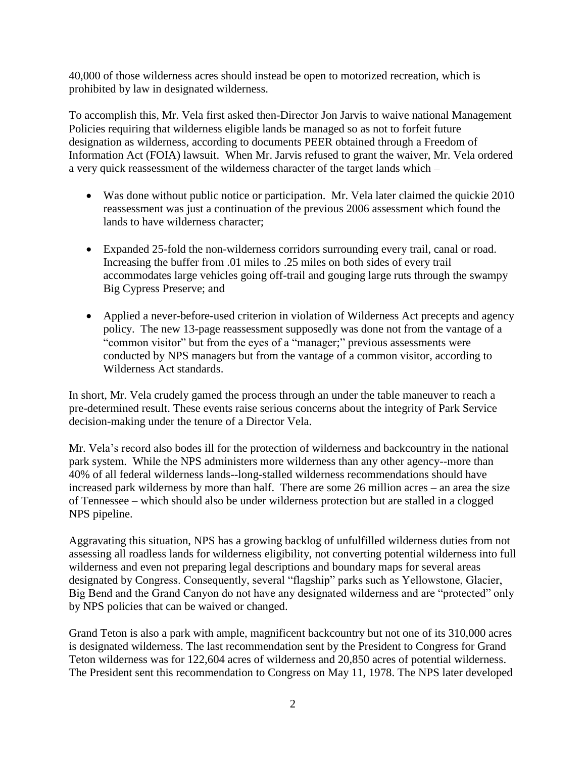40,000 of those wilderness acres should instead be open to motorized recreation, which is prohibited by law in designated wilderness.

To accomplish this, Mr. Vela first asked then-Director Jon Jarvis to waive national Management Policies requiring that wilderness eligible lands be managed so as not to forfeit future designation as wilderness, according to documents PEER obtained through a Freedom of Information Act (FOIA) lawsuit. When Mr. Jarvis refused to grant the waiver, Mr. Vela ordered a very quick reassessment of the wilderness character of the target lands which –

- Was done without public notice or participation. Mr. Vela later claimed the quickie 2010 reassessment was just a continuation of the previous 2006 assessment which found the lands to have wilderness character;

- Expanded 25-fold the non-wilderness corridors surrounding every trail, canal or road. Increasing the buffer from .01 miles to .25 miles on both sides of every trail accommodates large vehicles going off-trail and gouging large ruts through the swampy Big Cypress Preserve; and

- Applied a never-before-used criterion in violation of Wilderness Act precepts and agency policy. The new 13-page reassessment supposedly was done not from the vantage of a "common visitor" but from the eyes of a "manager;" previous assessments were conducted by NPS managers but from the vantage of a common visitor, according to Wilderness Act standards.

In short, Mr. Vela crudely gamed the process through an under the table maneuver to reach a pre-determined result. These events raise serious concerns about the integrity of Park Service decision-making under the tenure of a Director Vela.

Mr. Vela's record also bodes ill for the protection of wilderness and backcountry in the national park system. While the NPS administers more wilderness than any other agency--more than 40% of all federal wilderness lands--long-stalled wilderness recommendations should have increased park wilderness by more than half. There are some 26 million acres – an area the size of Tennessee – which should also be under wilderness protection but are stalled in a clogged NPS pipeline.

Aggravating this situation, NPS has a growing backlog of unfulfilled wilderness duties from not assessing all roadless lands for wilderness eligibility, not converting potential wilderness into full wilderness and even not preparing legal descriptions and boundary maps for several areas designated by Congress. Consequently, several "flagship" parks such as Yellowstone, Glacier, Big Bend and the Grand Canyon do not have any designated wilderness and are "protected" only by NPS policies that can be waived or changed.

Grand Teton is also a park with ample, magnificent backcountry but not one of its 310,000 acres is designated wilderness. The last recommendation sent by the President to Congress for Grand Teton wilderness was for 122,604 acres of wilderness and 20,850 acres of potential wilderness. The President sent this recommendation to Congress on May 11, 1978. The NPS later developed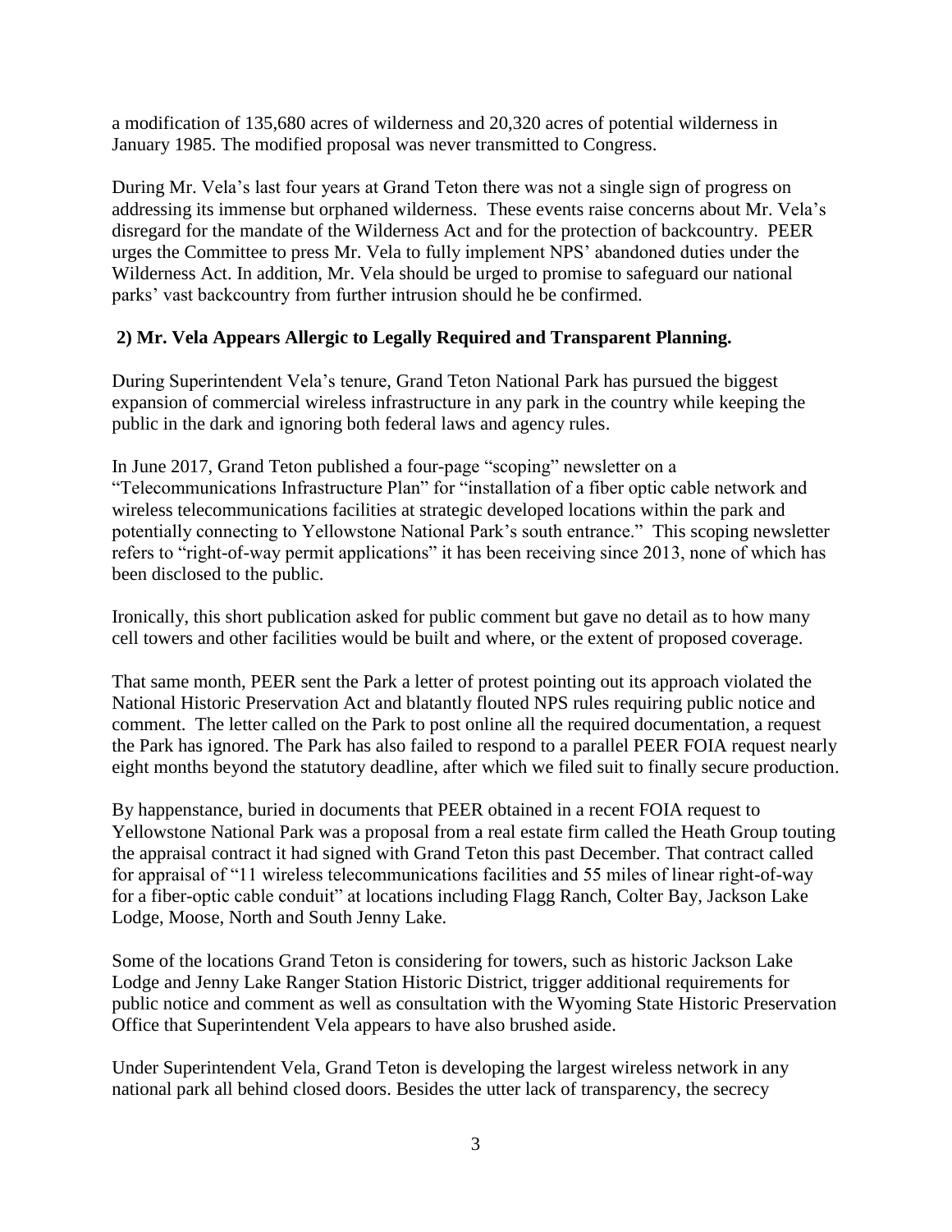a modification of 135,680 acres of wilderness and 20,320 acres of potential wilderness in January 1985. The modified proposal was never transmitted to Congress.

During Mr. Vela's last four years at Grand Teton there was not a single sign of progress on addressing its immense but orphaned wilderness. These events raise concerns about Mr. Vela's disregard for the mandate of the Wilderness Act and for the protection of backcountry. PEER urges the Committee to press Mr. Vela to fully implement NPS' abandoned duties under the Wilderness Act. In addition, Mr. Vela should be urged to promise to safeguard our national parks' vast backcountry from further intrusion should he be confirmed.

**2) Mr. Vela Appears Allergic to Legally Required and Transparent Planning.**

During Superintendent Vela's tenure, Grand Teton National Park has pursued the biggest expansion of commercial wireless infrastructure in any park in the country while keeping the public in the dark and ignoring both federal laws and agency rules.

In June 2017, Grand Teton published a four-page "scoping" newsletter on a "Telecommunications Infrastructure Plan" for "installation of a fiber optic cable network and wireless telecommunications facilities at strategic developed locations within the park and potentially connecting to Yellowstone National Park's south entrance." This scoping newsletter refers to "right-of-way permit applications" it has been receiving since 2013, none of which has been disclosed to the public.

Ironically, this short publication asked for public comment but gave no detail as to how many cell towers and other facilities would be built and where, or the extent of proposed coverage.

That same month, PEER sent the Park a letter of protest pointing out its approach violated the National Historic Preservation Act and blatantly flouted NPS rules requiring public notice and comment. The letter called on the Park to post online all the required documentation, a request the Park has ignored. The Park has also failed to respond to a parallel PEER FOIA request nearly eight months beyond the statutory deadline, after which we filed suit to finally secure production.

By happenstance, buried in documents that PEER obtained in a recent FOIA request to Yellowstone National Park was a proposal from a real estate firm called the Heath Group touting the appraisal contract it had signed with Grand Teton this past December. That contract called for appraisal of "11 wireless telecommunications facilities and 55 miles of linear right-of-way for a fiber-optic cable conduit" at locations including Flagg Ranch, Colter Bay, Jackson Lake Lodge, Moose, North and South Jenny Lake.

Some of the locations Grand Teton is considering for towers, such as historic Jackson Lake Lodge and Jenny Lake Ranger Station Historic District, trigger additional requirements for public notice and comment as well as consultation with the Wyoming State Historic Preservation Office that Superintendent Vela appears to have also brushed aside.

Under Superintendent Vela, Grand Teton is developing the largest wireless network in any national park all behind closed doors. Besides the utter lack of transparency, the secrecy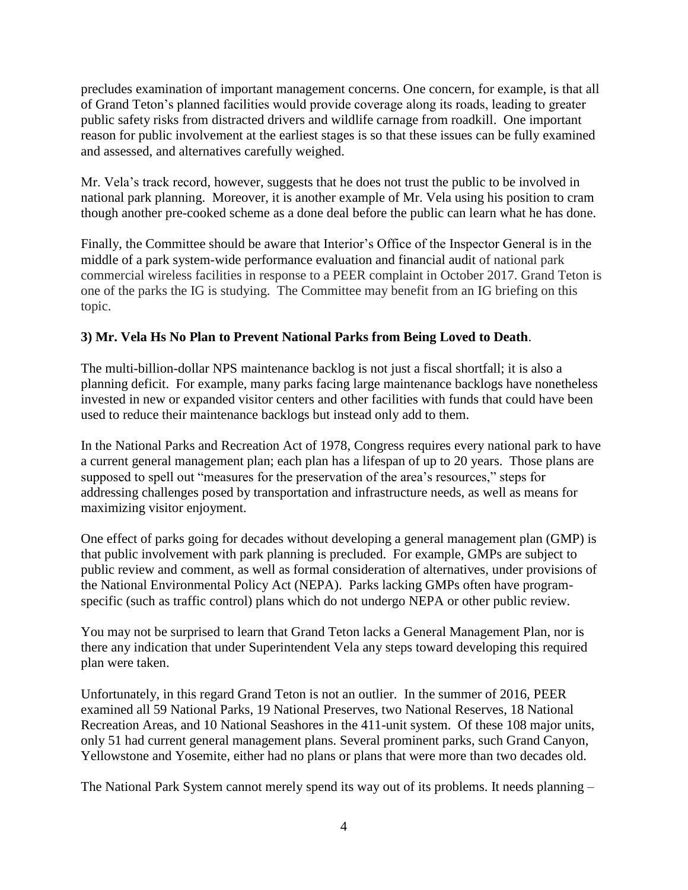precludes examination of important management concerns. One concern, for example, is that all of Grand Teton's planned facilities would provide coverage along its roads, leading to greater public safety risks from distracted drivers and wildlife carnage from roadkill. One important reason for public involvement at the earliest stages is so that these issues can be fully examined and assessed, and alternatives carefully weighed.

Mr. Vela's track record, however, suggests that he does not trust the public to be involved in national park planning. Moreover, it is another example of Mr. Vela using his position to cram though another pre-cooked scheme as a done deal before the public can learn what he has done.

Finally, the Committee should be aware that Interior's Office of the Inspector General is in the middle of a park system-wide performance evaluation and financial audit of national park commercial wireless facilities in response to a PEER complaint in October 2017. Grand Teton is one of the parks the IG is studying. The Committee may benefit from an IG briefing on this topic.

**3) Mr. Vela Hs No Plan to Prevent National Parks from Being Loved to Death**.

The multi-billion-dollar NPS maintenance backlog is not just a fiscal shortfall; it is also a planning deficit. For example, many parks facing large maintenance backlogs have nonetheless invested in new or expanded visitor centers and other facilities with funds that could have been used to reduce their maintenance backlogs but instead only add to them.

In the National Parks and Recreation Act of 1978, Congress requires every national park to have a current general management plan; each plan has a lifespan of up to 20 years. Those plans are supposed to spell out "measures for the preservation of the area's resources," steps for addressing challenges posed by transportation and infrastructure needs, as well as means for maximizing visitor enjoyment.

One effect of parks going for decades without developing a general management plan (GMP) is that public involvement with park planning is precluded. For example, GMPs are subject to public review and comment, as well as formal consideration of alternatives, under provisions of the National Environmental Policy Act (NEPA). Parks lacking GMPs often have program-specific (such as traffic control) plans which do not undergo NEPA or other public review.

You may not be surprised to learn that Grand Teton lacks a General Management Plan, nor is there any indication that under Superintendent Vela any steps toward developing this required plan were taken.

Unfortunately, in this regard Grand Teton is not an outlier. In the summer of 2016, PEER examined all 59 National Parks, 19 National Preserves, two National Reserves, 18 National Recreation Areas, and 10 National Seashores in the 411-unit system. Of these 108 major units, only 51 had current general management plans. Several prominent parks, such Grand Canyon, Yellowstone and Yosemite, either had no plans or plans that were more than two decades old.

The National Park System cannot merely spend its way out of its problems. It needs planning –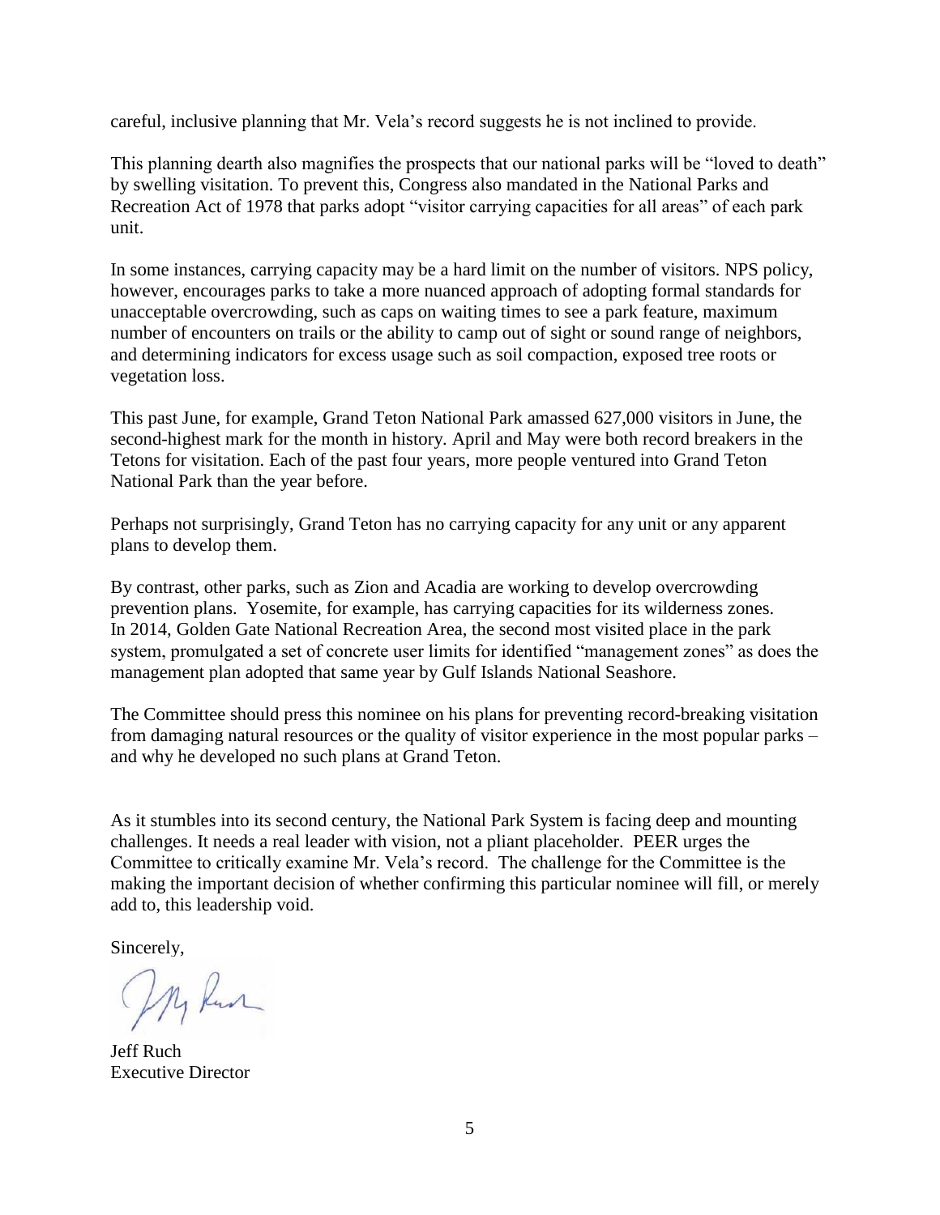careful, inclusive planning that Mr. Vela's record suggests he is not inclined to provide.

This planning dearth also magnifies the prospects that our national parks will be "loved to death" by swelling visitation. To prevent this, Congress also mandated in the National Parks and Recreation Act of 1978 that parks adopt "visitor carrying capacities for all areas" of each park unit.

In some instances, carrying capacity may be a hard limit on the number of visitors. NPS policy, however, encourages parks to take a more nuanced approach of adopting formal standards for unacceptable overcrowding, such as caps on waiting times to see a park feature, maximum number of encounters on trails or the ability to camp out of sight or sound range of neighbors, and determining indicators for excess usage such as soil compaction, exposed tree roots or vegetation loss.

This past June, for example, Grand Teton National Park amassed 627,000 visitors in June, the second-highest mark for the month in history. April and May were both record breakers in the Tetons for visitation. Each of the past four years, more people ventured into Grand Teton National Park than the year before.

Perhaps not surprisingly, Grand Teton has no carrying capacity for any unit or any apparent plans to develop them.

By contrast, other parks, such as Zion and Acadia are working to develop overcrowding prevention plans. Yosemite, for example, has carrying capacities for its wilderness zones. In 2014, Golden Gate National Recreation Area, the second most visited place in the park system, promulgated a set of concrete user limits for identified "management zones" as does the management plan adopted that same year by Gulf Islands National Seashore.

The Committee should press this nominee on his plans for preventing record-breaking visitation from damaging natural resources or the quality of visitor experience in the most popular parks – and why he developed no such plans at Grand Teton.

As it stumbles into its second century, the National Park System is facing deep and mounting challenges. It needs a real leader with vision, not a pliant placeholder. PEER urges the Committee to critically examine Mr. Vela's record. The challenge for the Committee is the making the important decision of whether confirming this particular nominee will fill, or merely add to, this leadership void.

Sincerely,

Jeff Ruch
Executive Director